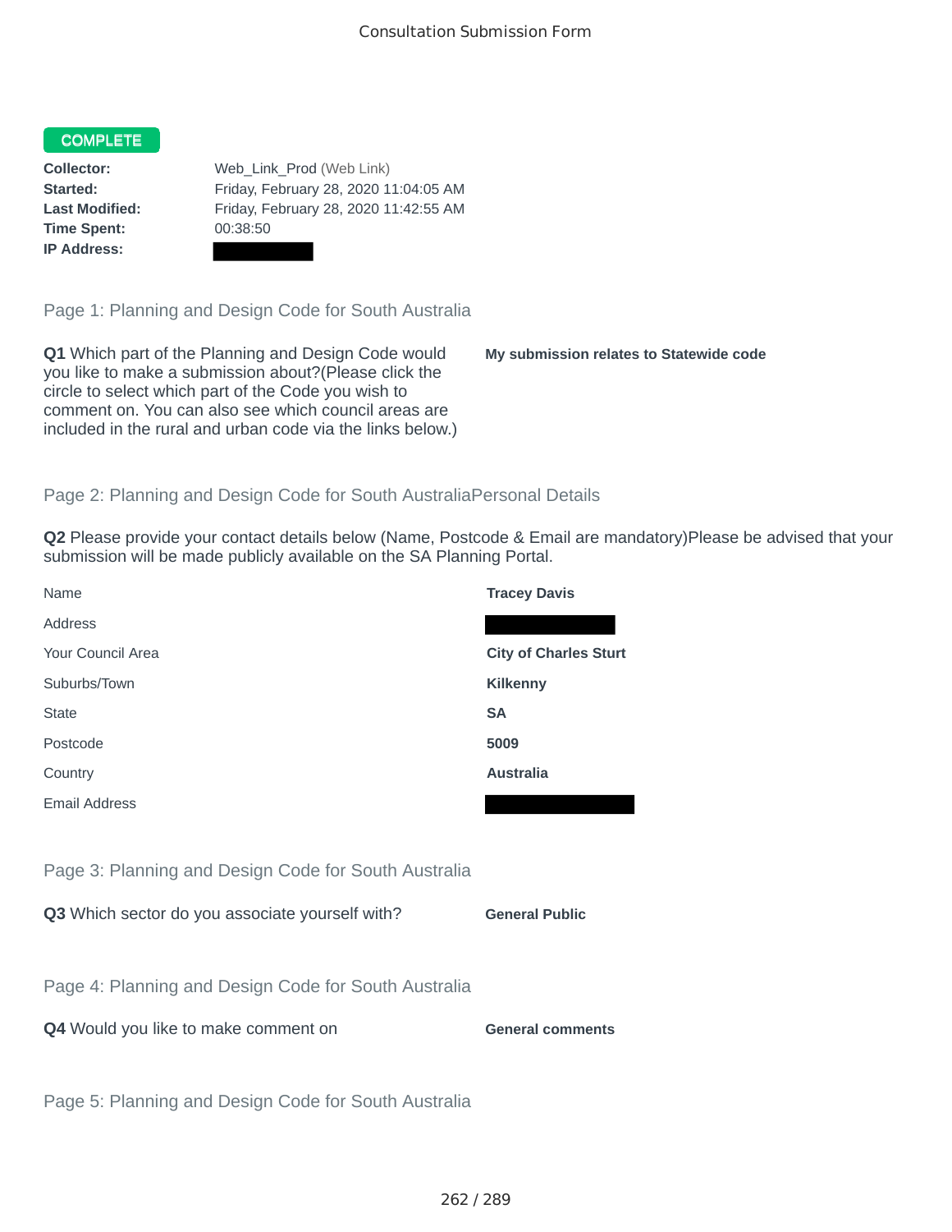# Consultation Submission Form

**COMPLETE**

| | |
|---|---|
| **Collector:** | Web_Link_Prod (Web Link) |
| **Started:** | Friday, February 28, 2020 11:04:05 AM |
| **Last Modified:** | Friday, February 28, 2020 11:42:55 AM |
| **Time Spent:** | 00:38:50 |
| **IP Address:** | |

## Page 1: Planning and Design Code for South Australia

**Q1** Which part of the Planning and Design Code would you like to make a submission about?(Please click the circle to select which part of the Code you wish to comment on. You can also see which council areas are included in the rural and urban code via the links below.)

**My submission relates to Statewide code**

## Page 2: Planning and Design Code for South AustraliaPersonal Details

**Q2** Please provide your contact details below (Name, Postcode & Email are mandatory)Please be advised that your submission will be made publicly available on the SA Planning Portal.

| | |
|---|---|
| Name | **Tracey Davis** |
| Address | |
| Your Council Area | **City of Charles Sturt** |
| Suburbs/Town | **Kilkenny** |
| State | **SA** |
| Postcode | **5009** |
| Country | **Australia** |
| Email Address | |

## Page 3: Planning and Design Code for South Australia

**Q3** Which sector do you associate yourself with?

**General Public**

## Page 4: Planning and Design Code for South Australia

**Q4** Would you like to make comment on

**General comments**

## Page 5: Planning and Design Code for South Australia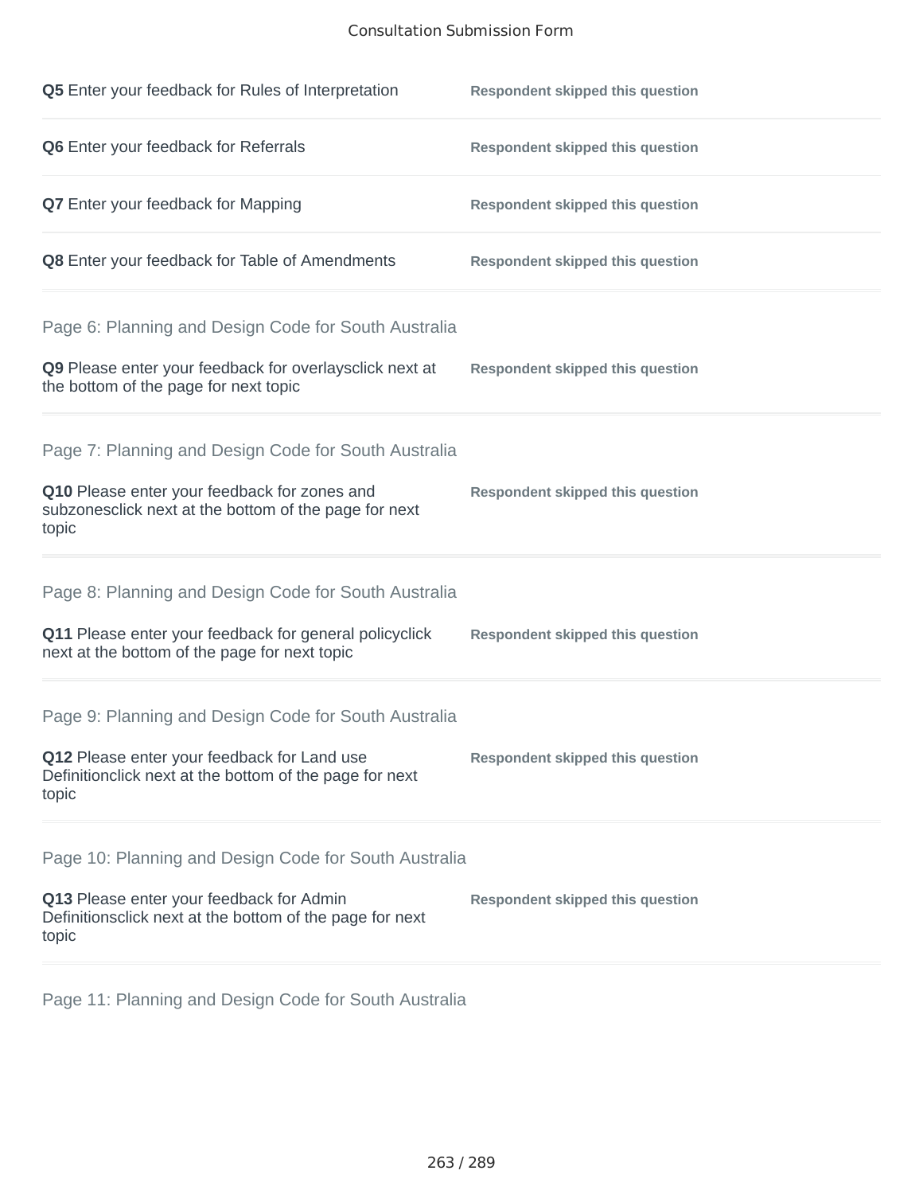**Q5** Enter your feedback for Rules of Interpretation — **Respondent skipped this question**

**Q6** Enter your feedback for Referrals — **Respondent skipped this question**

**Q7** Enter your feedback for Mapping — **Respondent skipped this question**

**Q8** Enter your feedback for Table of Amendments — **Respondent skipped this question**

## Page 6: Planning and Design Code for South Australia

**Q9** Please enter your feedback for overlaysclick next at the bottom of the page for next topic — **Respondent skipped this question**

## Page 7: Planning and Design Code for South Australia

**Q10** Please enter your feedback for zones and subzonesclick next at the bottom of the page for next topic — **Respondent skipped this question**

## Page 8: Planning and Design Code for South Australia

**Q11** Please enter your feedback for general policyclick next at the bottom of the page for next topic — **Respondent skipped this question**

## Page 9: Planning and Design Code for South Australia

**Q12** Please enter your feedback for Land use Definitionclick next at the bottom of the page for next topic — **Respondent skipped this question**

## Page 10: Planning and Design Code for South Australia

**Q13** Please enter your feedback for Admin Definitionsclick next at the bottom of the page for next topic — **Respondent skipped this question**

## Page 11: Planning and Design Code for South Australia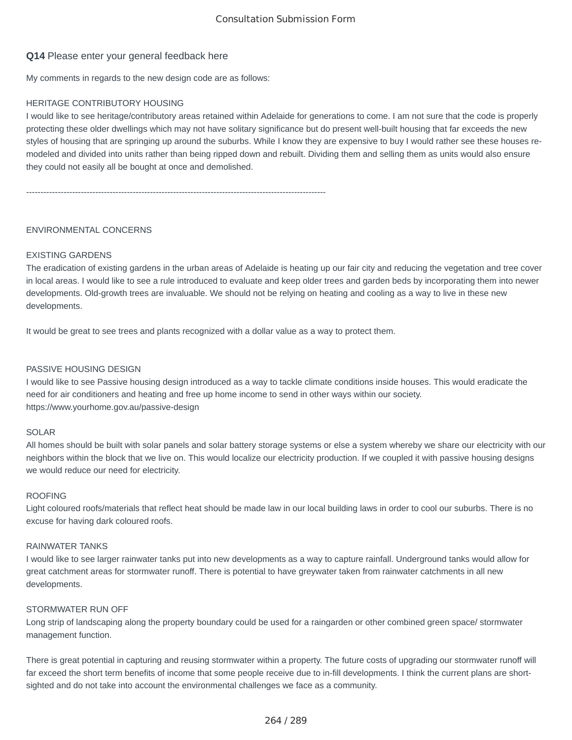Consultation Submission Form

**Q14** Please enter your general feedback here

My comments in regards to the new design code are as follows:

HERITAGE CONTRIBUTORY HOUSING
I would like to see heritage/contributory areas retained within Adelaide for generations to come. I am not sure that the code is properly protecting these older dwellings which may not have solitary significance but do present well-built housing that far exceeds the new styles of housing that are springing up around the suburbs. While I know they are expensive to buy I would rather see these houses re-modeled and divided into units rather than being ripped down and rebuilt. Dividing them and selling them as units would also ensure they could not easily all be bought at once and demolished.

----------------------------------------------------------------------------------------------------------

ENVIRONMENTAL CONCERNS

EXISTING GARDENS
The eradication of existing gardens in the urban areas of Adelaide is heating up our fair city and reducing the vegetation and tree cover in local areas. I would like to see a rule introduced to evaluate and keep older trees and garden beds by incorporating them into newer developments. Old-growth trees are invaluable. We should not be relying on heating and cooling as a way to live in these new developments.

It would be great to see trees and plants recognized with a dollar value as a way to protect them.

PASSIVE HOUSING DESIGN
I would like to see Passive housing design introduced as a way to tackle climate conditions inside houses. This would eradicate the need for air conditioners and heating and free up home income to send in other ways within our society.
https://www.yourhome.gov.au/passive-design

SOLAR
All homes should be built with solar panels and solar battery storage systems or else a system whereby we share our electricity with our neighbors within the block that we live on. This would localize our electricity production. If we coupled it with passive housing designs we would reduce our need for electricity.

ROOFING
Light coloured roofs/materials that reflect heat should be made law in our local building laws in order to cool our suburbs. There is no excuse for having dark coloured roofs.

RAINWATER TANKS
I would like to see larger rainwater tanks put into new developments as a way to capture rainfall. Underground tanks would allow for great catchment areas for stormwater runoff. There is potential to have greywater taken from rainwater catchments in all new developments.

STORMWATER RUN OFF
Long strip of landscaping along the property boundary could be used for a raingarden or other combined green space/ stormwater management function.

There is great potential in capturing and reusing stormwater within a property. The future costs of upgrading our stormwater runoff will far exceed the short term benefits of income that some people receive due to in-fill developments. I think the current plans are short-sighted and do not take into account the environmental challenges we face as a community.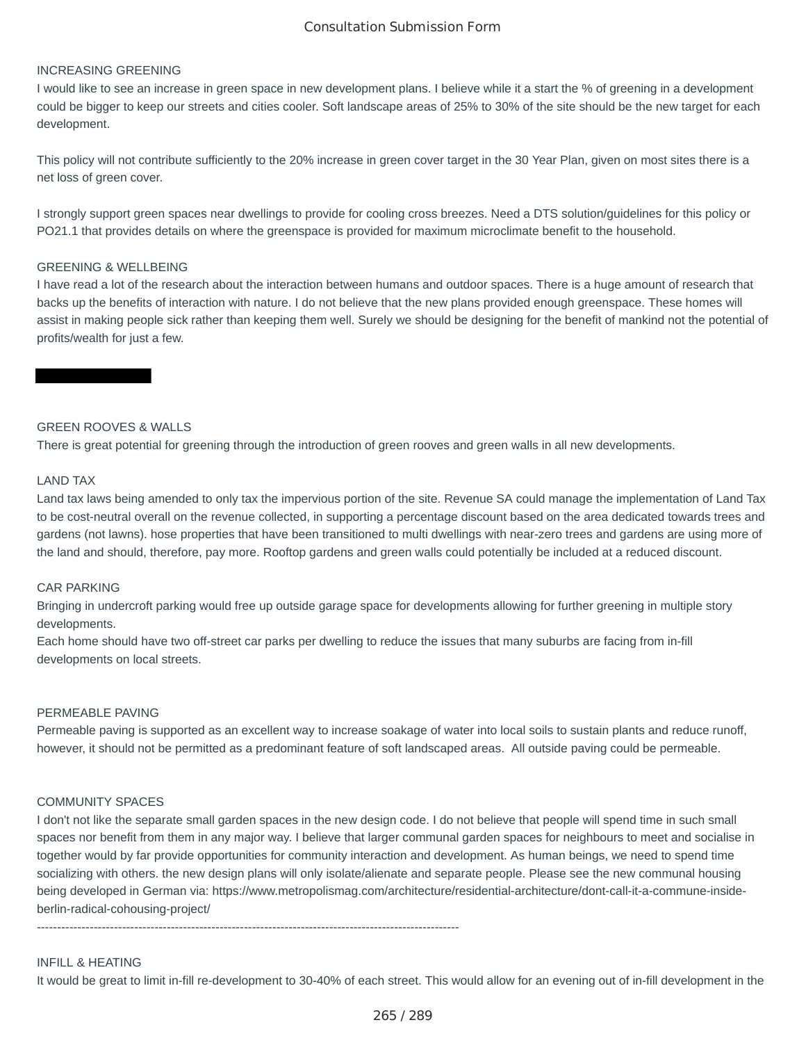Consultation Submission Form

INCREASING GREENING

I would like to see an increase in green space in new development plans. I believe while it a start the % of greening in a development could be bigger to keep our streets and cities cooler. Soft landscape areas of 25% to 30% of the site should be the new target for each development.

This policy will not contribute sufficiently to the 20% increase in green cover target in the 30 Year Plan, given on most sites there is a net loss of green cover.

I strongly support green spaces near dwellings to provide for cooling cross breezes. Need a DTS solution/guidelines for this policy or PO21.1 that provides details on where the greenspace is provided for maximum microclimate benefit to the household.

GREENING & WELLBEING

I have read a lot of the research about the interaction between humans and outdoor spaces. There is a huge amount of research that backs up the benefits of interaction with nature. I do not believe that the new plans provided enough greenspace. These homes will assist in making people sick rather than keeping them well. Surely we should be designing for the benefit of mankind not the potential of profits/wealth for just a few.

GREEN ROOVES & WALLS

There is great potential for greening through the introduction of green rooves and green walls in all new developments.

LAND TAX

Land tax laws being amended to only tax the impervious portion of the site. Revenue SA could manage the implementation of Land Tax to be cost-neutral overall on the revenue collected, in supporting a percentage discount based on the area dedicated towards trees and gardens (not lawns). hose properties that have been transitioned to multi dwellings with near-zero trees and gardens are using more of the land and should, therefore, pay more. Rooftop gardens and green walls could potentially be included at a reduced discount.

CAR PARKING

Bringing in undercroft parking would free up outside garage space for developments allowing for further greening in multiple story developments.

Each home should have two off-street car parks per dwelling to reduce the issues that many suburbs are facing from in-fill developments on local streets.

PERMEABLE PAVING

Permeable paving is supported as an excellent way to increase soakage of water into local soils to sustain plants and reduce runoff, however, it should not be permitted as a predominant feature of soft landscaped areas. All outside paving could be permeable.

COMMUNITY SPACES

I don't not like the separate small garden spaces in the new design code. I do not believe that people will spend time in such small spaces nor benefit from them in any major way. I believe that larger communal garden spaces for neighbours to meet and socialise in together would by far provide opportunities for community interaction and development. As human beings, we need to spend time socializing with others. the new design plans will only isolate/alienate and separate people. Please see the new communal housing being developed in German via: https://www.metropolismag.com/architecture/residential-architecture/dont-call-it-a-commune-inside-berlin-radical-cohousing-project/

---

INFILL & HEATING

It would be great to limit in-fill re-development to 30-40% of each street. This would allow for an evening out of in-fill development in the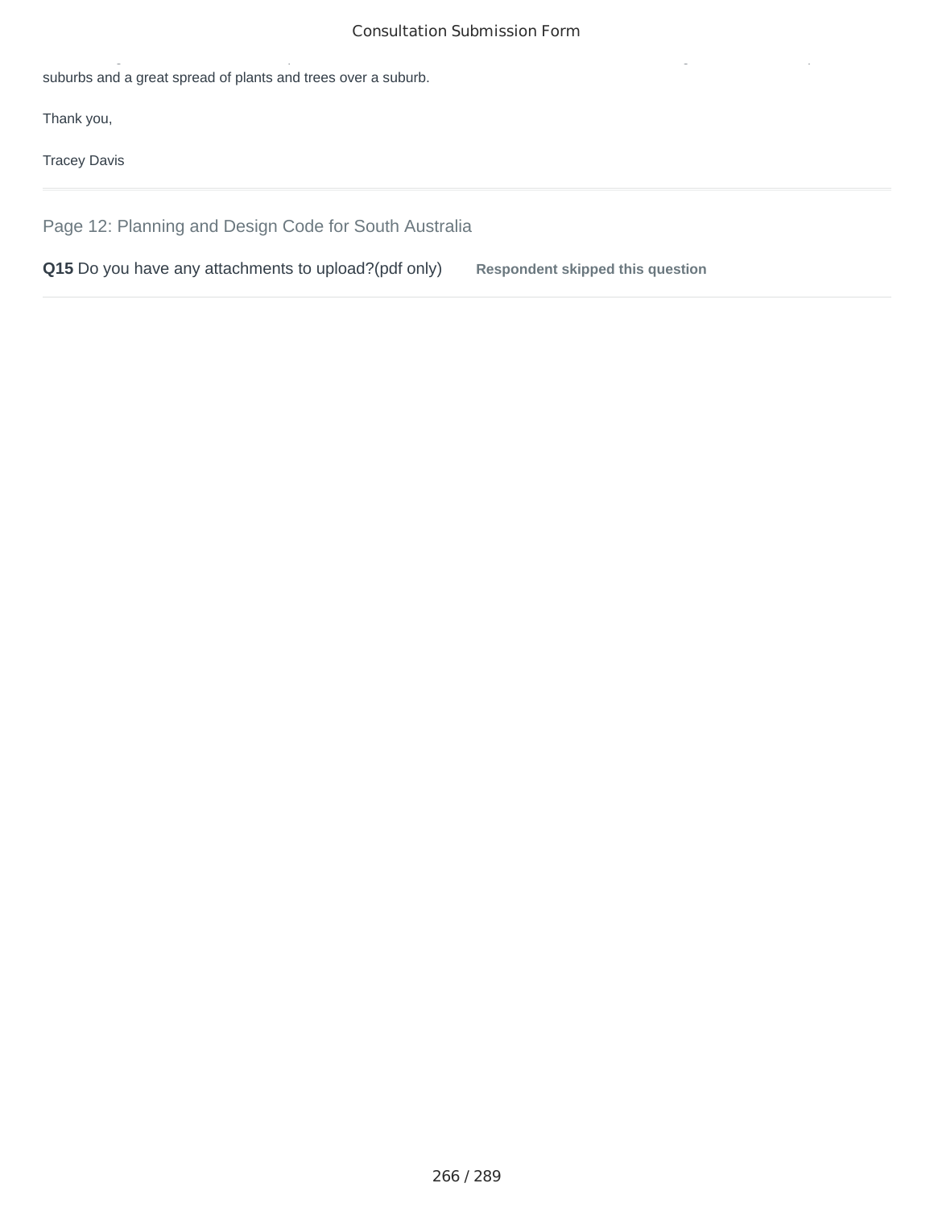suburbs and a great spread of plants and trees over a suburb.

Thank you,

Tracey Davis

---

## Page 12: Planning and Design Code for South Australia

**Q15** Do you have any attachments to upload?(pdf only) **Respondent skipped this question**